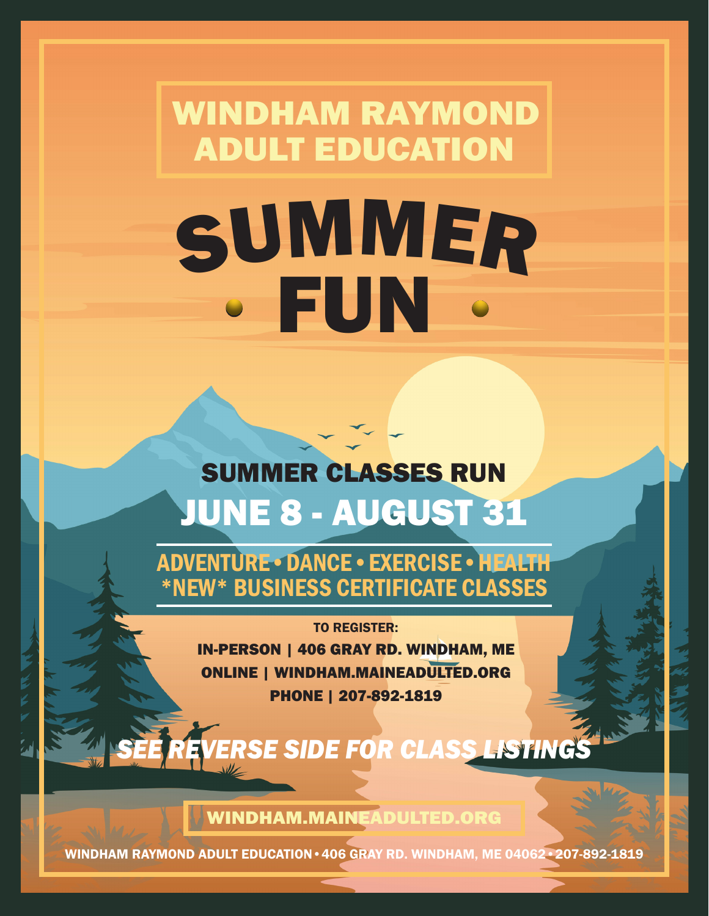# WINDHAM RAYMOND ADULT EDUCATION

# SUMMER FUN

## SUMMER CLASSES RUN

## JUNE 8 - AUGUST 31

**ADVENTURE • DANCE • EXERCISE • HEALTH**
**\*NEW\* BUSINESS CERTIFICATE CLASSES**

**TO REGISTER:**

**IN-PERSON | 406 GRAY RD. WINDHAM, ME**

**ONLINE | WINDHAM.MAINEADULTED.ORG**

**PHONE | 207-892-1819**

***SEE REVERSE SIDE FOR CLASS LISTINGS***

**WINDHAM.MAINEADULTED.ORG**

WINDHAM RAYMOND ADULT EDUCATION • 406 GRAY RD. WINDHAM, ME 04062 • 207-892-1819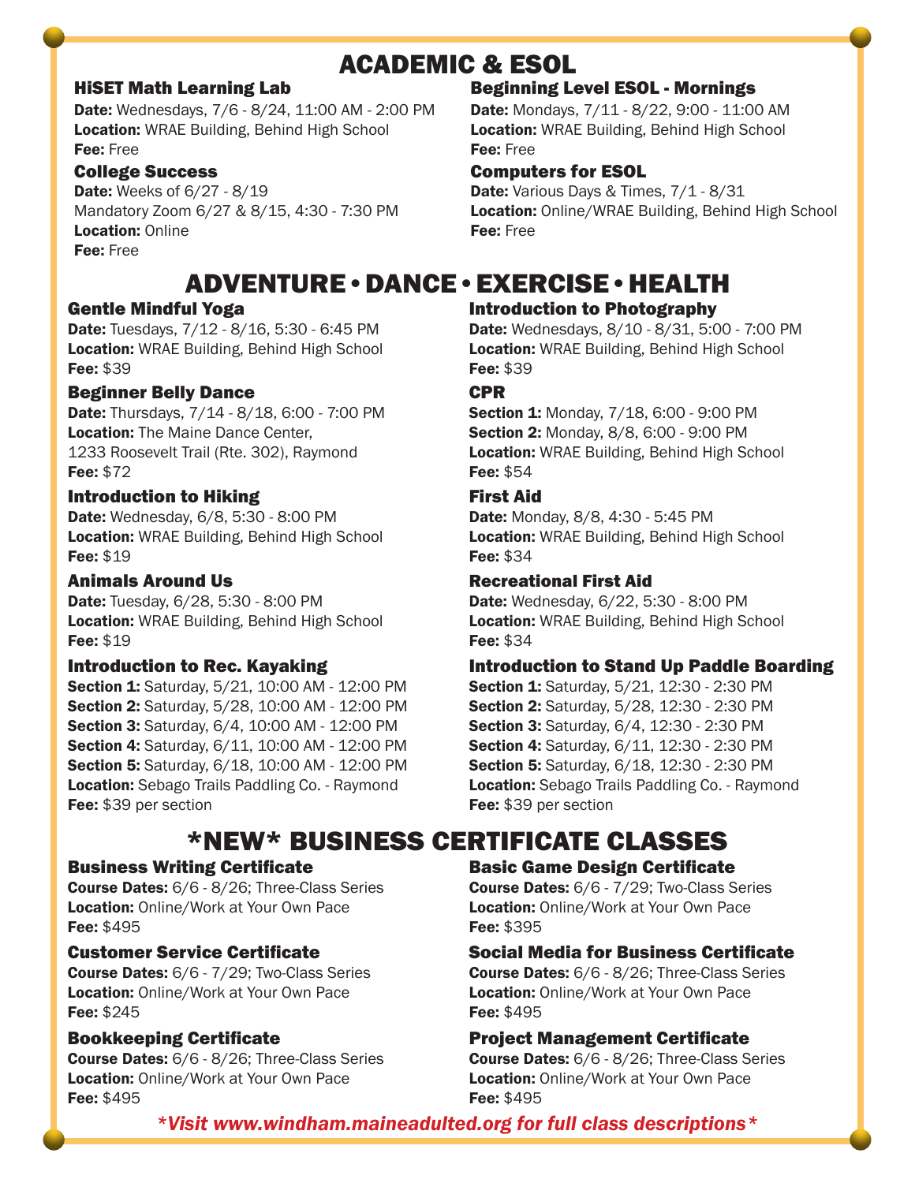# ACADEMIC & ESOL

### HiSET Math Learning Lab

**Date:** Wednesdays, 7/6 - 8/24, 11:00 AM - 2:00 PM
**Location:** WRAE Building, Behind High School
**Fee:** Free

### College Success

**Date:** Weeks of 6/27 - 8/19
Mandatory Zoom 6/27 & 8/15, 4:30 - 7:30 PM
**Location:** Online
**Fee:** Free

### Beginning Level ESOL - Mornings

**Date:** Mondays, 7/11 - 8/22, 9:00 - 11:00 AM
**Location:** WRAE Building, Behind High School
**Fee:** Free

### Computers for ESOL

**Date:** Various Days & Times, 7/1 - 8/31
**Location:** Online/WRAE Building, Behind High School
**Fee:** Free

# ADVENTURE • DANCE • EXERCISE • HEALTH

### Gentle Mindful Yoga

**Date:** Tuesdays, 7/12 - 8/16, 5:30 - 6:45 PM
**Location:** WRAE Building, Behind High School
**Fee:** $39

### Beginner Belly Dance

**Date:** Thursdays, 7/14 - 8/18, 6:00 - 7:00 PM
**Location:** The Maine Dance Center,
1233 Roosevelt Trail (Rte. 302), Raymond
**Fee:** $72

### Introduction to Hiking

**Date:** Wednesday, 6/8, 5:30 - 8:00 PM
**Location:** WRAE Building, Behind High School
**Fee:** $19

### Animals Around Us

**Date:** Tuesday, 6/28, 5:30 - 8:00 PM
**Location:** WRAE Building, Behind High School
**Fee:** $19

### Introduction to Rec. Kayaking

**Section 1:** Saturday, 5/21, 10:00 AM - 12:00 PM
**Section 2:** Saturday, 5/28, 10:00 AM - 12:00 PM
**Section 3:** Saturday, 6/4, 10:00 AM - 12:00 PM
**Section 4:** Saturday, 6/11, 10:00 AM - 12:00 PM
**Section 5:** Saturday, 6/18, 10:00 AM - 12:00 PM
**Location:** Sebago Trails Paddling Co. - Raymond
**Fee:** $39 per section

### Introduction to Photography

**Date:** Wednesdays, 8/10 - 8/31, 5:00 - 7:00 PM
**Location:** WRAE Building, Behind High School
**Fee:** $39

### CPR

**Section 1:** Monday, 7/18, 6:00 - 9:00 PM
**Section 2:** Monday, 8/8, 6:00 - 9:00 PM
**Location:** WRAE Building, Behind High School
**Fee:** $54

### First Aid

**Date:** Monday, 8/8, 4:30 - 5:45 PM
**Location:** WRAE Building, Behind High School
**Fee:** $34

### Recreational First Aid

**Date:** Wednesday, 6/22, 5:30 - 8:00 PM
**Location:** WRAE Building, Behind High School
**Fee:** $34

### Introduction to Stand Up Paddle Boarding

**Section 1:** Saturday, 5/21, 12:30 - 2:30 PM
**Section 2:** Saturday, 5/28, 12:30 - 2:30 PM
**Section 3:** Saturday, 6/4, 12:30 - 2:30 PM
**Section 4:** Saturday, 6/11, 12:30 - 2:30 PM
**Section 5:** Saturday, 6/18, 12:30 - 2:30 PM
**Location:** Sebago Trails Paddling Co. - Raymond
**Fee:** $39 per section

# *NEW* BUSINESS CERTIFICATE CLASSES

### Business Writing Certificate

**Course Dates:** 6/6 - 8/26; Three-Class Series
**Location:** Online/Work at Your Own Pace
**Fee:** $495

### Customer Service Certificate

**Course Dates:** 6/6 - 7/29; Two-Class Series
**Location:** Online/Work at Your Own Pace
**Fee:** $245

### Bookkeeping Certificate

**Course Dates:** 6/6 - 8/26; Three-Class Series
**Location:** Online/Work at Your Own Pace
**Fee:** $495

### Basic Game Design Certificate

**Course Dates:** 6/6 - 7/29; Two-Class Series
**Location:** Online/Work at Your Own Pace
**Fee:** $395

### Social Media for Business Certificate

**Course Dates:** 6/6 - 8/26; Three-Class Series
**Location:** Online/Work at Your Own Pace
**Fee:** $495

### Project Management Certificate

**Course Dates:** 6/6 - 8/26; Three-Class Series
**Location:** Online/Work at Your Own Pace
**Fee:** $495

***Visit www.windham.maineadulted.org for full class descriptions***